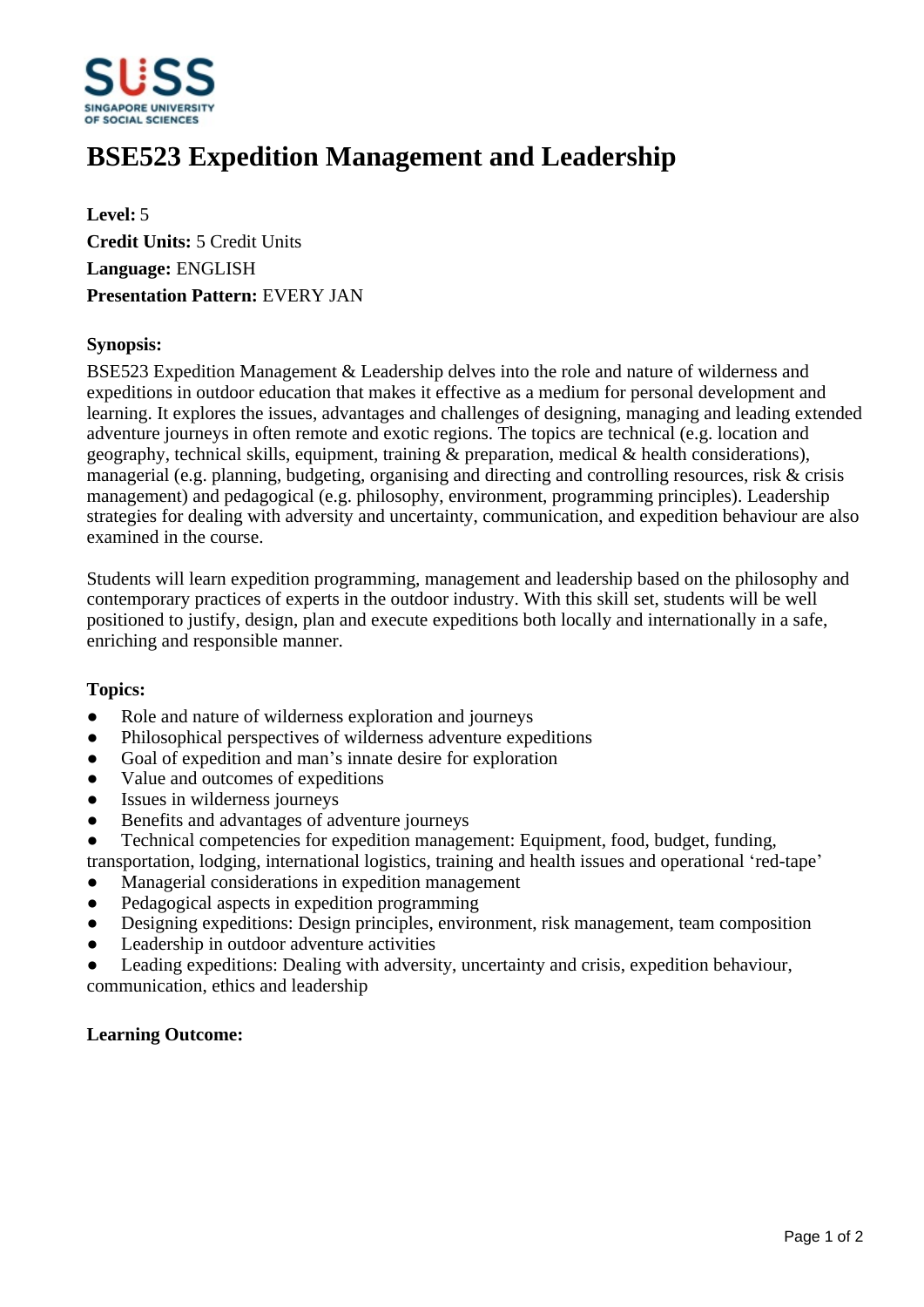# BSE523 Expedition Management and Leadership

**Level:** 5
**Credit Units:** 5 Credit Units
**Language:** ENGLISH
**Presentation Pattern:** EVERY JAN

**Synopsis:**

BSE523 Expedition Management & Leadership delves into the role and nature of wilderness and expeditions in outdoor education that makes it effective as a medium for personal development and learning. It explores the issues, advantages and challenges of designing, managing and leading extended adventure journeys in often remote and exotic regions. The topics are technical (e.g. location and geography, technical skills, equipment, training & preparation, medical & health considerations), managerial (e.g. planning, budgeting, organising and directing and controlling resources, risk & crisis management) and pedagogical (e.g. philosophy, environment, programming principles). Leadership strategies for dealing with adversity and uncertainty, communication, and expedition behaviour are also examined in the course.

Students will learn expedition programming, management and leadership based on the philosophy and contemporary practices of experts in the outdoor industry. With this skill set, students will be well positioned to justify, design, plan and execute expeditions both locally and internationally in a safe, enriching and responsible manner.

**Topics:**

- Role and nature of wilderness exploration and journeys
- Philosophical perspectives of wilderness adventure expeditions
- Goal of expedition and man's innate desire for exploration
- Value and outcomes of expeditions
- Issues in wilderness journeys
- Benefits and advantages of adventure journeys
- Technical competencies for expedition management: Equipment, food, budget, funding, transportation, lodging, international logistics, training and health issues and operational 'red-tape'
- Managerial considerations in expedition management
- Pedagogical aspects in expedition programming
- Designing expeditions: Design principles, environment, risk management, team composition
- Leadership in outdoor adventure activities
- Leading expeditions: Dealing with adversity, uncertainty and crisis, expedition behaviour, communication, ethics and leadership

**Learning Outcome:**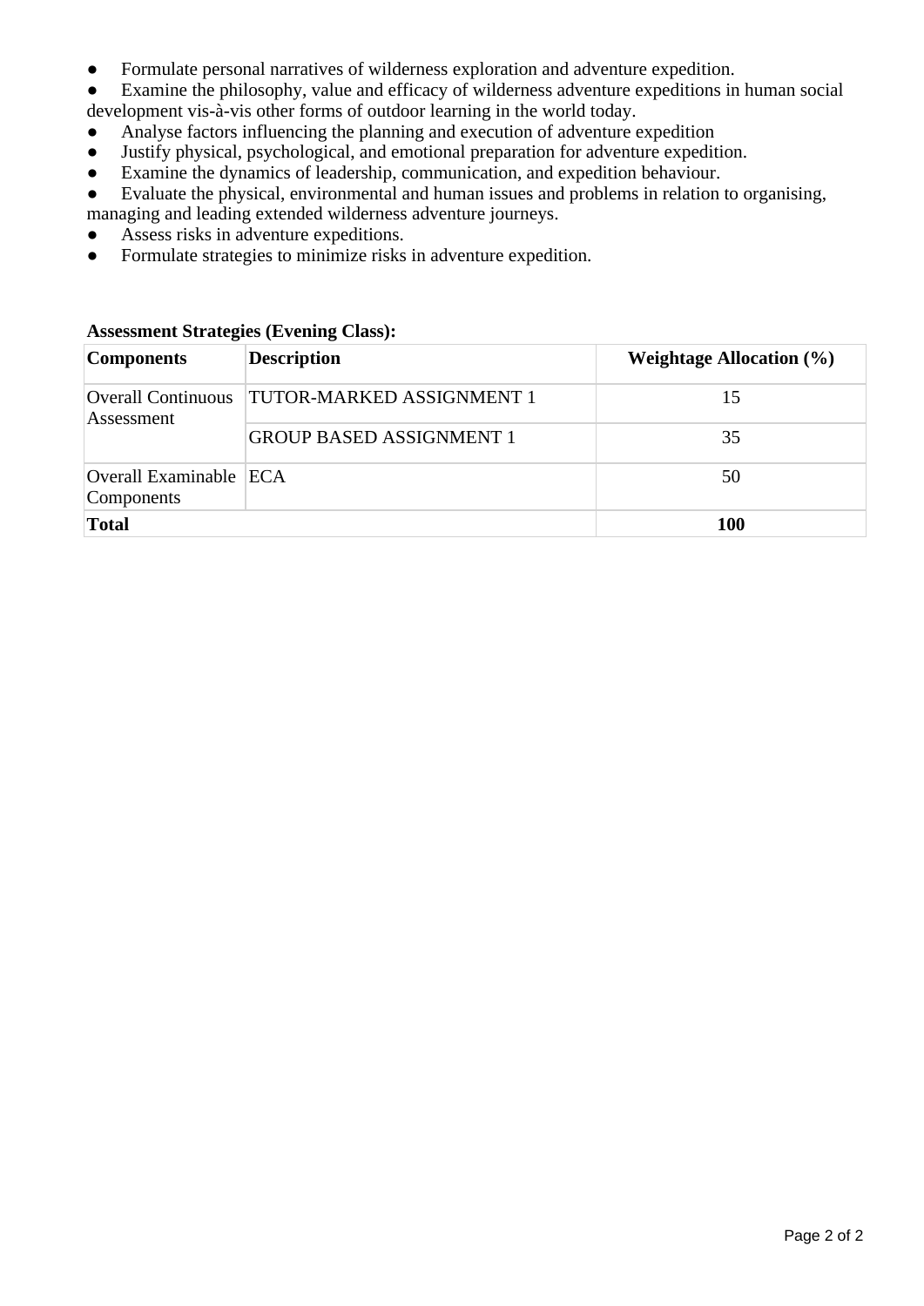- Formulate personal narratives of wilderness exploration and adventure expedition.
- Examine the philosophy, value and efficacy of wilderness adventure expeditions in human social development vis-à-vis other forms of outdoor learning in the world today.
- Analyse factors influencing the planning and execution of adventure expedition
- Justify physical, psychological, and emotional preparation for adventure expedition.
- Examine the dynamics of leadership, communication, and expedition behaviour.
- Evaluate the physical, environmental and human issues and problems in relation to organising, managing and leading extended wilderness adventure journeys.
- Assess risks in adventure expeditions.
- Formulate strategies to minimize risks in adventure expedition.

**Assessment Strategies (Evening Class):**

| **Components** | **Description** | **Weightage Allocation (%)** |
|---|---|---|
| Overall Continuous Assessment | TUTOR-MARKED ASSIGNMENT 1 | 15 |
| | GROUP BASED ASSIGNMENT 1 | 35 |
| Overall Examinable Components | ECA | 50 |
| **Total** | | **100** |